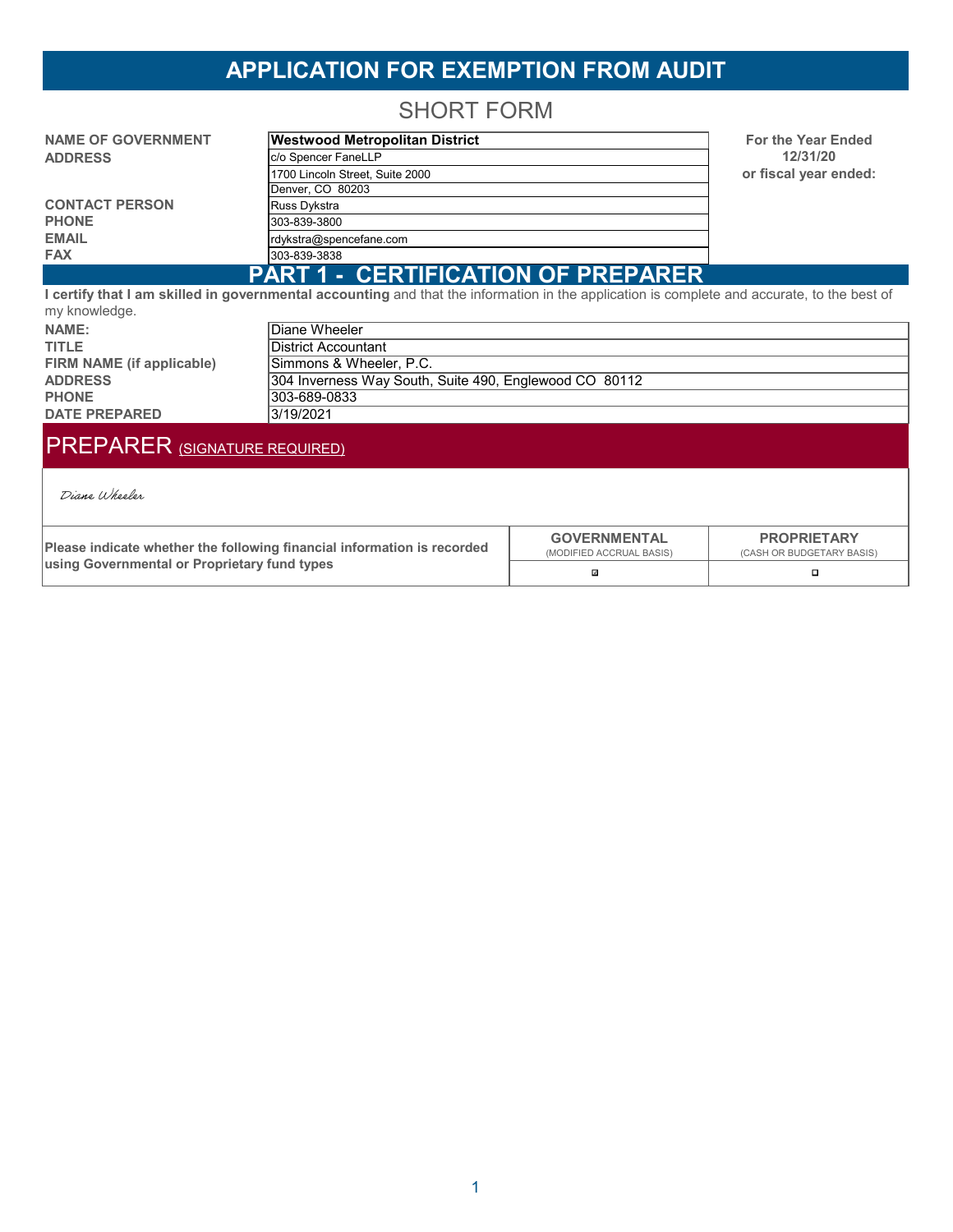# APPLICATION FOR EXEMPTION FROM AUDIT

## SHORT FORM

| | | |
|---|---|---|
| **NAME OF GOVERNMENT** | **Westwood Metropolitan District** | **For the Year Ended** |
| **ADDRESS** | c/o Spencer FaneLLP | **12/31/20** |
| | 1700 Lincoln Street, Suite 2000 | **or fiscal year ended:** |
| | Denver, CO 80203 | |
| **CONTACT PERSON** | Russ Dykstra | |
| **PHONE** | 303-839-3800 | |
| **EMAIL** | rdykstra@spencefane.com | |
| **FAX** | 303-839-3838 | |

## PART 1 - CERTIFICATION OF PREPARER

**I certify that I am skilled in governmental accounting** and that the information in the application is complete and accurate, to the best of my knowledge.

| | |
|---|---|
| **NAME:** | Diane Wheeler |
| **TITLE** | District Accountant |
| **FIRM NAME (if applicable)** | Simmons & Wheeler, P.C. |
| **ADDRESS** | 304 Inverness Way South, Suite 490, Englewood CO 80112 |
| **PHONE** | 303-689-0833 |
| **DATE PREPARED** | 3/19/2021 |

## PREPARER (SIGNATURE REQUIRED)

*Diane Wheeler*

| Please indicate whether the following financial information is recorded using Governmental or Proprietary fund types | **GOVERNMENTAL** (MODIFIED ACCRUAL BASIS) | **PROPRIETARY** (CASH OR BUDGETARY BASIS) |
|---|---|---|
| | ☑ | ☐ |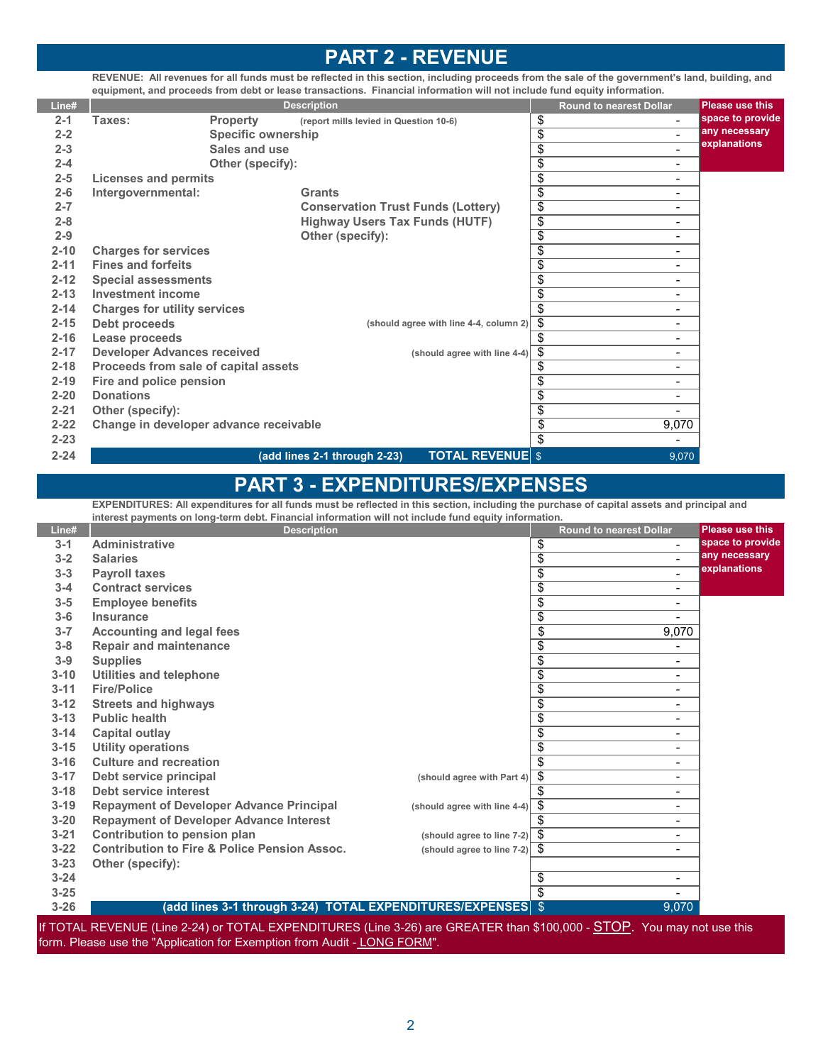# PART 2 - REVENUE

**REVENUE: All revenues for all funds must be reflected in this section, including proceeds from the sale of the government's land, building, and equipment, and proceeds from debt or lease transactions. Financial information will not include fund equity information.**

| Line# | Description | | | Round to nearest Dollar | Please use this space to provide any necessary explanations |
|---|---|---|---|---|---|
| 2-1 | Taxes: | Property | (report mills levied in Question 10-6) | $ - | |
| 2-2 | | Specific ownership | | $ - | |
| 2-3 | | Sales and use | | $ - | |
| 2-4 | | Other (specify): | | $ - | |
| 2-5 | Licenses and permits | | | $ - | |
| 2-6 | Intergovernmental: | | Grants | $ - | |
| 2-7 | | | Conservation Trust Funds (Lottery) | $ - | |
| 2-8 | | | Highway Users Tax Funds (HUTF) | $ - | |
| 2-9 | | | Other (specify): | $ - | |
| 2-10 | Charges for services | | | $ - | |
| 2-11 | Fines and forfeits | | | $ - | |
| 2-12 | Special assessments | | | $ - | |
| 2-13 | Investment income | | | $ - | |
| 2-14 | Charges for utility services | | | $ - | |
| 2-15 | Debt proceeds | | (should agree with line 4-4, column 2) | $ - | |
| 2-16 | Lease proceeds | | | $ - | |
| 2-17 | Developer Advances received | | (should agree with line 4-4) | $ - | |
| 2-18 | Proceeds from sale of capital assets | | | $ - | |
| 2-19 | Fire and police pension | | | $ - | |
| 2-20 | Donations | | | $ - | |
| 2-21 | Other (specify): | | | $ - | |
| 2-22 | Change in developer advance receivable | | | $ 9,070 | |
| 2-23 | | | | $ - | |
| 2-24 | (add lines 2-1 through 2-23) | | **TOTAL REVENUE** | $ 9,070 | |

# PART 3 - EXPENDITURES/EXPENSES

**EXPENDITURES: All expenditures for all funds must be reflected in this section, including the purchase of capital assets and principal and interest payments on long-term debt. Financial information will not include fund equity information.**

| Line# | Description | | Round to nearest Dollar | Please use this space to provide any necessary explanations |
|---|---|---|---|---|
| 3-1 | Administrative | | $ - | |
| 3-2 | Salaries | | $ - | |
| 3-3 | Payroll taxes | | $ - | |
| 3-4 | Contract services | | $ - | |
| 3-5 | Employee benefits | | $ - | |
| 3-6 | Insurance | | $ - | |
| 3-7 | Accounting and legal fees | | $ 9,070 | |
| 3-8 | Repair and maintenance | | $ - | |
| 3-9 | Supplies | | $ - | |
| 3-10 | Utilities and telephone | | $ - | |
| 3-11 | Fire/Police | | $ - | |
| 3-12 | Streets and highways | | $ - | |
| 3-13 | Public health | | $ - | |
| 3-14 | Capital outlay | | $ - | |
| 3-15 | Utility operations | | $ - | |
| 3-16 | Culture and recreation | | $ - | |
| 3-17 | Debt service principal | (should agree with Part 4) | $ - | |
| 3-18 | Debt service interest | | $ - | |
| 3-19 | Repayment of Developer Advance Principal | (should agree with line 4-4) | $ - | |
| 3-20 | Repayment of Developer Advance Interest | | $ - | |
| 3-21 | Contribution to pension plan | (should agree to line 7-2) | $ - | |
| 3-22 | Contribution to Fire & Police Pension Assoc. | (should agree to line 7-2) | $ - | |
| 3-23 | Other (specify): | | | |
| 3-24 | | | $ - | |
| 3-25 | | | $ - | |
| 3-26 | (add lines 3-1 through 3-24) **TOTAL EXPENDITURES/EXPENSES** | | $ 9,070 | |

If TOTAL REVENUE (Line 2-24) or TOTAL EXPENDITURES (Line 3-26) are GREATER than $100,000 - STOP. You may not use this form. Please use the "Application for Exemption from Audit - LONG FORM".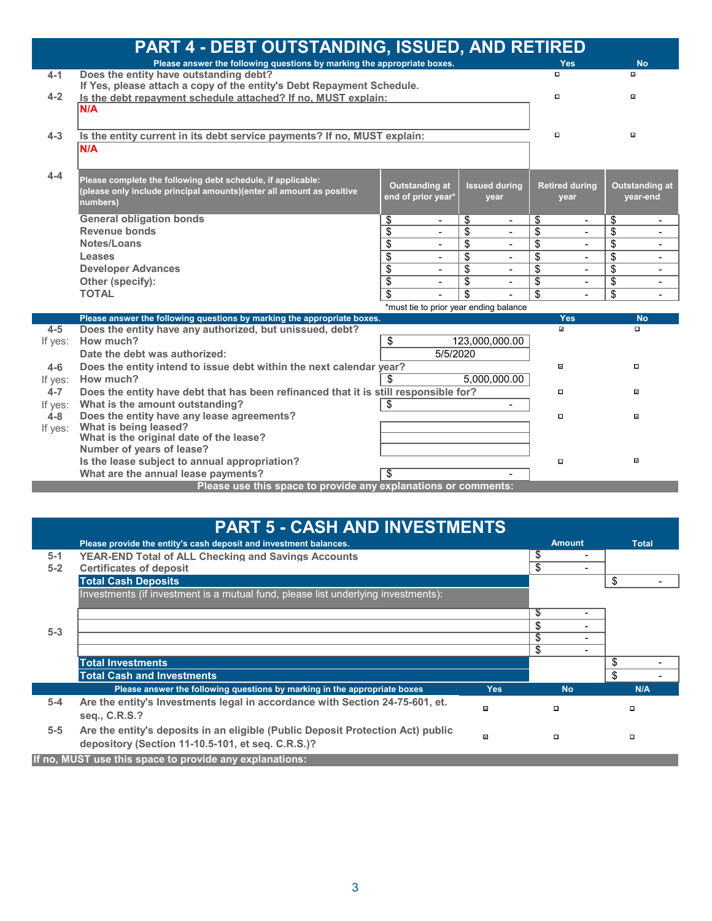# PART 4 - DEBT OUTSTANDING, ISSUED, AND RETIRED

| | Please answer the following questions by marking the appropriate boxes. | Yes | No |
|---|---|---|---|
| 4-1 | Does the entity have outstanding debt? If Yes, please attach a copy of the entity's Debt Repayment Schedule. | ☐ | ☑ |
| 4-2 | Is the debt repayment schedule attached? If no, MUST explain: | ☐ | ☑ |

**N/A**

| | | Yes | No |
|---|---|---|---|
| 4-3 | Is the entity current in its debt service payments? If no, MUST explain: | ☐ | ☑ |

**N/A**

**4-4**

| Please complete the following debt schedule, if applicable: (please only include principal amounts)(enter all amount as positive numbers) | Outstanding at end of prior year* | Issued during year | Retired during year | Outstanding at year-end |
|---|---|---|---|---|
| General obligation bonds | $ - | $ - | $ - | $ - |
| Revenue bonds | $ - | $ - | $ - | $ - |
| Notes/Loans | $ - | $ - | $ - | $ - |
| Leases | $ - | $ - | $ - | $ - |
| Developer Advances | $ - | $ - | $ - | $ - |
| Other (specify): | $ - | $ - | $ - | $ - |
| TOTAL | $ - | $ - | $ - | $ - |

*must tie to prior year ending balance

| | Please answer the following questions by marking the appropriate boxes. | | Yes | No |
|---|---|---|---|---|
| 4-5 | Does the entity have any authorized, but unissued, debt? | | ☑ | ☐ |
| If yes: | How much? | $ 123,000,000.00 | | |
| | Date the debt was authorized: | 5/5/2020 | | |
| 4-6 | Does the entity intend to issue debt within the next calendar year? | | ☑ | ☐ |
| If yes: | How much? | $ 5,000,000.00 | | |
| 4-7 | Does the entity have debt that has been refinanced that it is still responsible for? | | ☐ | ☑ |
| If yes: | What is the amount outstanding? | $ - | | |
| 4-8 | Does the entity have any lease agreements? | | ☐ | ☑ |
| If yes: | What is being leased? | | | |
| | What is the original date of the lease? | | | |
| | Number of years of lease? | | | |
| | Is the lease subject to annual appropriation? | | ☐ | ☑ |
| | What are the annual lease payments? | $ - | | |

**Please use this space to provide any explanations or comments:**

# PART 5 - CASH AND INVESTMENTS

| | Please provide the entity's cash deposit and investment balances. | Amount | Total |
|---|---|---|---|
| 5-1 | YEAR-END Total of ALL Checking and Savings Accounts | $ - | |
| 5-2 | Certificates of deposit | $ - | |
| | **Total Cash Deposits** | | $ - |
| | Investments (if investment is a mutual fund, please list underlying investments): | | |
| 5-3 | | $ - | |
| | | $ - | |
| | | $ - | |
| | | $ - | |
| | **Total Investments** | | $ - |
| | **Total Cash and Investments** | | $ - |

| | Please answer the following questions by marking in the appropriate boxes | Yes | No | N/A |
|---|---|---|---|---|
| 5-4 | Are the entity's Investments legal in accordance with Section 24-75-601, et. seq., C.R.S.? | ☑ | ☐ | ☐ |
| 5-5 | Are the entity's deposits in an eligible (Public Deposit Protection Act) public depository (Section 11-10.5-101, et seq. C.R.S.)? | ☑ | ☐ | ☐ |

**If no, MUST use this space to provide any explanations:**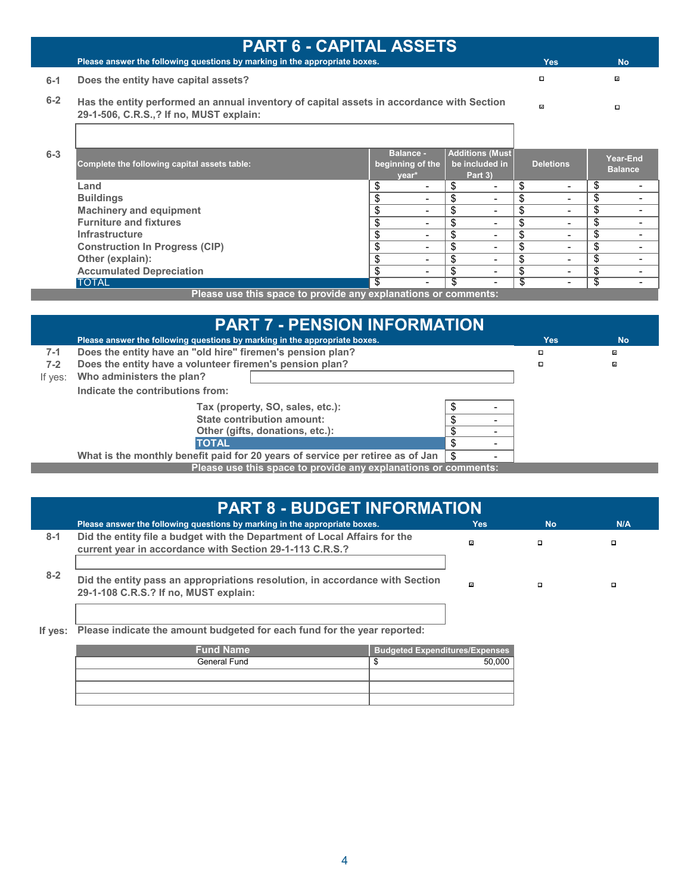# PART 6 - CAPITAL ASSETS

Please answer the following questions by marking in the appropriate boxes.

| | | Yes | No |
|---|---|---|---|
| 6-1 | Does the entity have capital assets? | ☐ | ☑ |
| 6-2 | Has the entity performed an annual inventory of capital assets in accordance with Section 29-1-506, C.R.S.,? If no, MUST explain: | ☑ | ☐ |

**6-3**

| Complete the following capital assets table: | Balance - beginning of the year* | Additions (Must be included in Part 3) | Deletions | Year-End Balance |
|---|---|---|---|---|
| Land | $ - | $ - | $ - | $ - |
| Buildings | $ - | $ - | $ - | $ - |
| Machinery and equipment | $ - | $ - | $ - | $ - |
| Furniture and fixtures | $ - | $ - | $ - | $ - |
| Infrastructure | $ - | $ - | $ - | $ - |
| Construction In Progress (CIP) | $ - | $ - | $ - | $ - |
| Other (explain): | $ - | $ - | $ - | $ - |
| Accumulated Depreciation | $ - | $ - | $ - | $ - |
| TOTAL | $ - | $ - | $ - | $ - |

Please use this space to provide any explanations or comments:

# PART 7 - PENSION INFORMATION

Please answer the following questions by marking in the appropriate boxes.

| | | Yes | No |
|---|---|---|---|
| 7-1 | Does the entity have an "old hire" firemen's pension plan? | ☐ | ☑ |
| 7-2 | Does the entity have a volunteer firemen's pension plan? | ☐ | ☑ |

If yes: Who administers the plan?

Indicate the contributions from:

| | |
|---|---|
| Tax (property, SO, sales, etc.): | $ - |
| State contribution amount: | $ - |
| Other (gifts, donations, etc.): | $ - |
| TOTAL | $ - |

What is the monthly benefit paid for 20 years of service per retiree as of Jan $ -

Please use this space to provide any explanations or comments:

# PART 8 - BUDGET INFORMATION

Please answer the following questions by marking in the appropriate boxes.

| | | Yes | No | N/A |
|---|---|---|---|---|
| 8-1 | Did the entity file a budget with the Department of Local Affairs for the current year in accordance with Section 29-1-113 C.R.S.? | ☑ | ☐ | ☐ |
| 8-2 | Did the entity pass an appropriations resolution, in accordance with Section 29-1-108 C.R.S.? If no, MUST explain: | ☑ | ☐ | ☐ |

If yes: Please indicate the amount budgeted for each fund for the year reported:

| Fund Name | Budgeted Expenditures/Expenses |
|---|---|
| General Fund | $ 50,000 |
| | |
| | |
| | |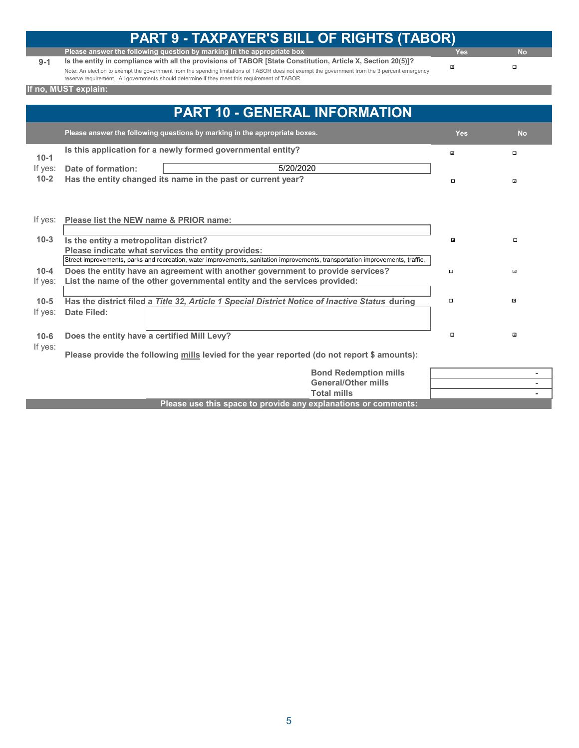# PART 9 - TAXPAYER'S BILL OF RIGHTS (TABOR)

| | Please answer the following question by marking in the appropriate box | Yes | No |
|---|---|---|---|
| 9-1 | Is the entity in compliance with all the provisions of TABOR [State Constitution, Article X, Section 20(5)]? Note: An election to exempt the government from the spending limitations of TABOR does not exempt the government from the 3 percent emergency reserve requirement. All governments should determine if they meet this requirement of TABOR. | ☑ | ☐ |

**If no, MUST explain:**

# PART 10 - GENERAL INFORMATION

| | Please answer the following questions by marking in the appropriate boxes. | Yes | No |
|---|---|---|---|
| 10-1 | Is this application for a newly formed governmental entity? | ☑ | ☐ |
| If yes: | Date of formation: 5/20/2020 | | |
| 10-2 | Has the entity changed its name in the past or current year? | ☐ | ☑ |
| If yes: | Please list the NEW name & PRIOR name: | | |
| 10-3 | Is the entity a metropolitan district? | ☑ | ☐ |
| | Please indicate what services the entity provides: Street improvements, parks and recreation, water improvements, sanitation improvements, transportation improvements, traffic, | | |
| 10-4 | Does the entity have an agreement with another government to provide services? | ☐ | ☑ |
| If yes: | List the name of the other governmental entity and the services provided: | | |
| 10-5 | Has the district filed a *Title 32, Article 1 Special District Notice of Inactive Status* during | ☐ | ☑ |
| If yes: | Date Filed: | | |
| 10-6 | Does the entity have a certified Mill Levy? | ☐ | ☑ |
| If yes: | Please provide the following mills levied for the year reported (do not report $ amounts): | | |

| | |
|---|---|
| Bond Redemption mills | - |
| General/Other mills | - |
| Total mills | - |

**Please use this space to provide any explanations or comments:**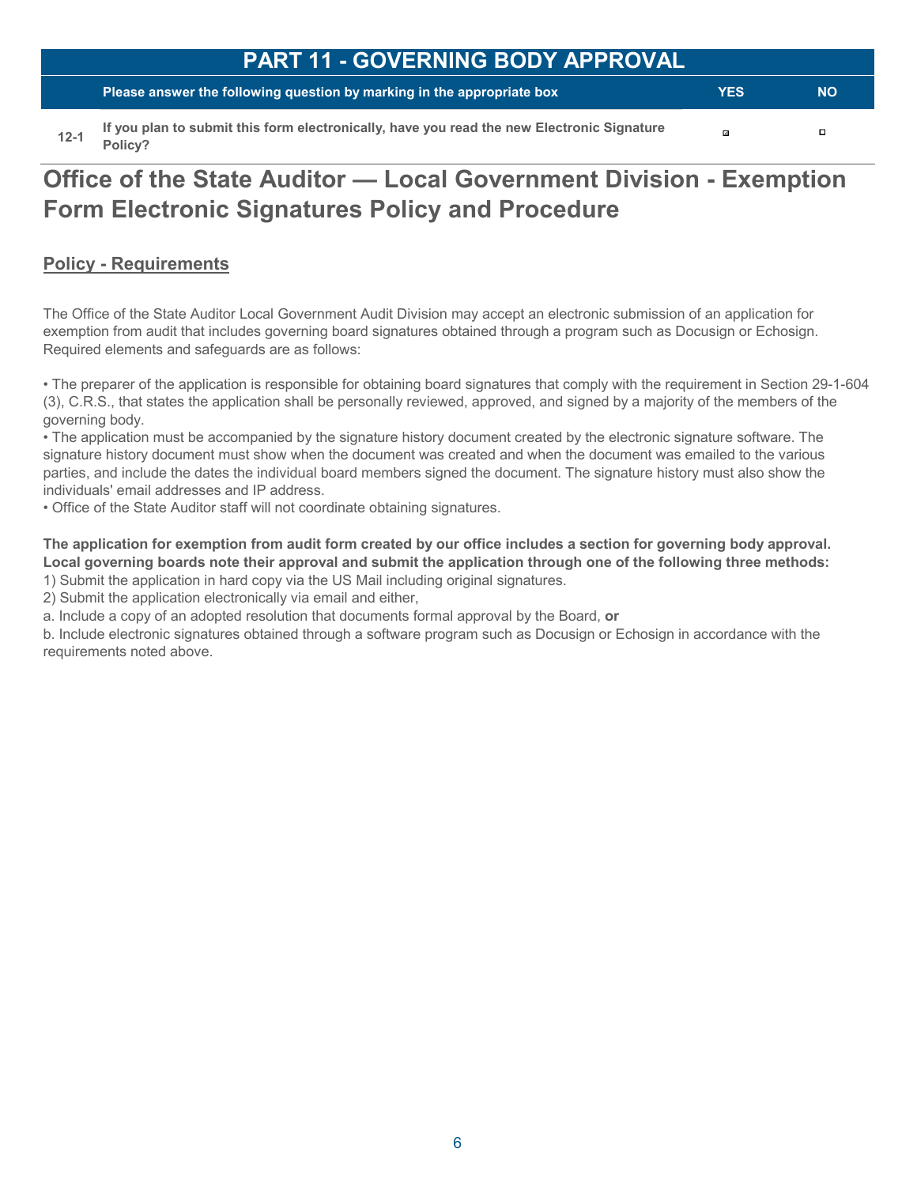# PART 11 - GOVERNING BODY APPROVAL

| | Please answer the following question by marking in the appropriate box | YES | NO |
| --- | --- | --- | --- |
| 12-1 | If you plan to submit this form electronically, have you read the new Electronic Signature Policy? | ☑ | ☐ |

# Office of the State Auditor — Local Government Division - Exemption Form Electronic Signatures Policy and Procedure

## Policy - Requirements

The Office of the State Auditor Local Government Audit Division may accept an electronic submission of an application for exemption from audit that includes governing board signatures obtained through a program such as Docusign or Echosign. Required elements and safeguards are as follows:

• The preparer of the application is responsible for obtaining board signatures that comply with the requirement in Section 29-1-604 (3), C.R.S., that states the application shall be personally reviewed, approved, and signed by a majority of the members of the governing body.
• The application must be accompanied by the signature history document created by the electronic signature software. The signature history document must show when the document was created and when the document was emailed to the various parties, and include the dates the individual board members signed the document. The signature history must also show the individuals' email addresses and IP address.
• Office of the State Auditor staff will not coordinate obtaining signatures.

**The application for exemption from audit form created by our office includes a section for governing body approval. Local governing boards note their approval and submit the application through one of the following three methods:**
1) Submit the application in hard copy via the US Mail including original signatures.
2) Submit the application electronically via email and either,
a. Include a copy of an adopted resolution that documents formal approval by the Board, **or**
b. Include electronic signatures obtained through a software program such as Docusign or Echosign in accordance with the requirements noted above.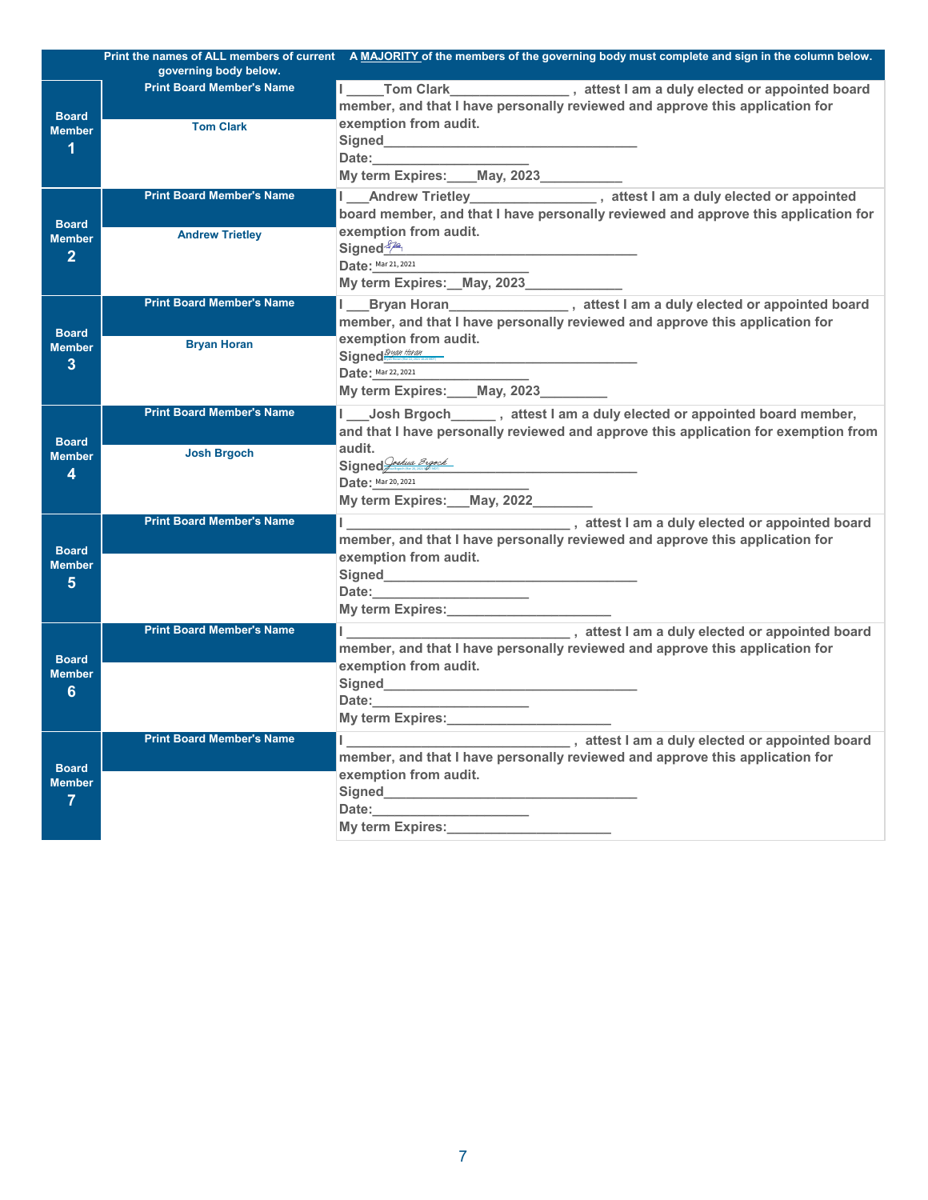| | Print the names of ALL members of current governing body below. | A MAJORITY of the members of the governing body must complete and sign in the column below. |
|---|---|---|
| Board Member 1 | Print Board Member's Name<br>Tom Clark | I _____Tom Clark________________ , attest I am a duly elected or appointed board member, and that I have personally reviewed and approve this application for exemption from audit.<br>Signed__________________________________<br>Date:_____________________<br>My term Expires:____May, 2023___________ |
| Board Member 2 | Print Board Member's Name<br>Andrew Trietley | I ___Andrew Trietley_________________ , attest I am a duly elected or appointed board member, and that I have personally reviewed and approve this application for exemption from audit.<br>Signed__________________________________<br>Date: Mar 21, 2021<br>My term Expires:__May, 2023_____________ |
| Board Member 3 | Print Board Member's Name<br>Bryan Horan | I ___Bryan Horan________________ , attest I am a duly elected or appointed board member, and that I have personally reviewed and approve this application for exemption from audit.<br>Signed Bryan Horan__________________________________<br>Date: Mar 22, 2021<br>My term Expires:____May, 2023_________ |
| Board Member 4 | Print Board Member's Name<br>Josh Brgoch | I ___Josh Brgoch______ , attest I am a duly elected or appointed board member, and that I have personally reviewed and approve this application for exemption from audit.<br>Signed Joshua Brgoch__________________________________<br>Date: Mar 20, 2021<br>My term Expires:___May, 2022________ |
| Board Member 5 | Print Board Member's Name | I ____________________________ , attest I am a duly elected or appointed board member, and that I have personally reviewed and approve this application for exemption from audit.<br>Signed__________________________________<br>Date:_____________________<br>My term Expires:______________________ |
| Board Member 6 | Print Board Member's Name | I ____________________________ , attest I am a duly elected or appointed board member, and that I have personally reviewed and approve this application for exemption from audit.<br>Signed__________________________________<br>Date:_____________________<br>My term Expires:______________________ |
| Board Member 7 | Print Board Member's Name | I ____________________________ , attest I am a duly elected or appointed board member, and that I have personally reviewed and approve this application for exemption from audit.<br>Signed__________________________________<br>Date:_____________________<br>My term Expires:______________________ |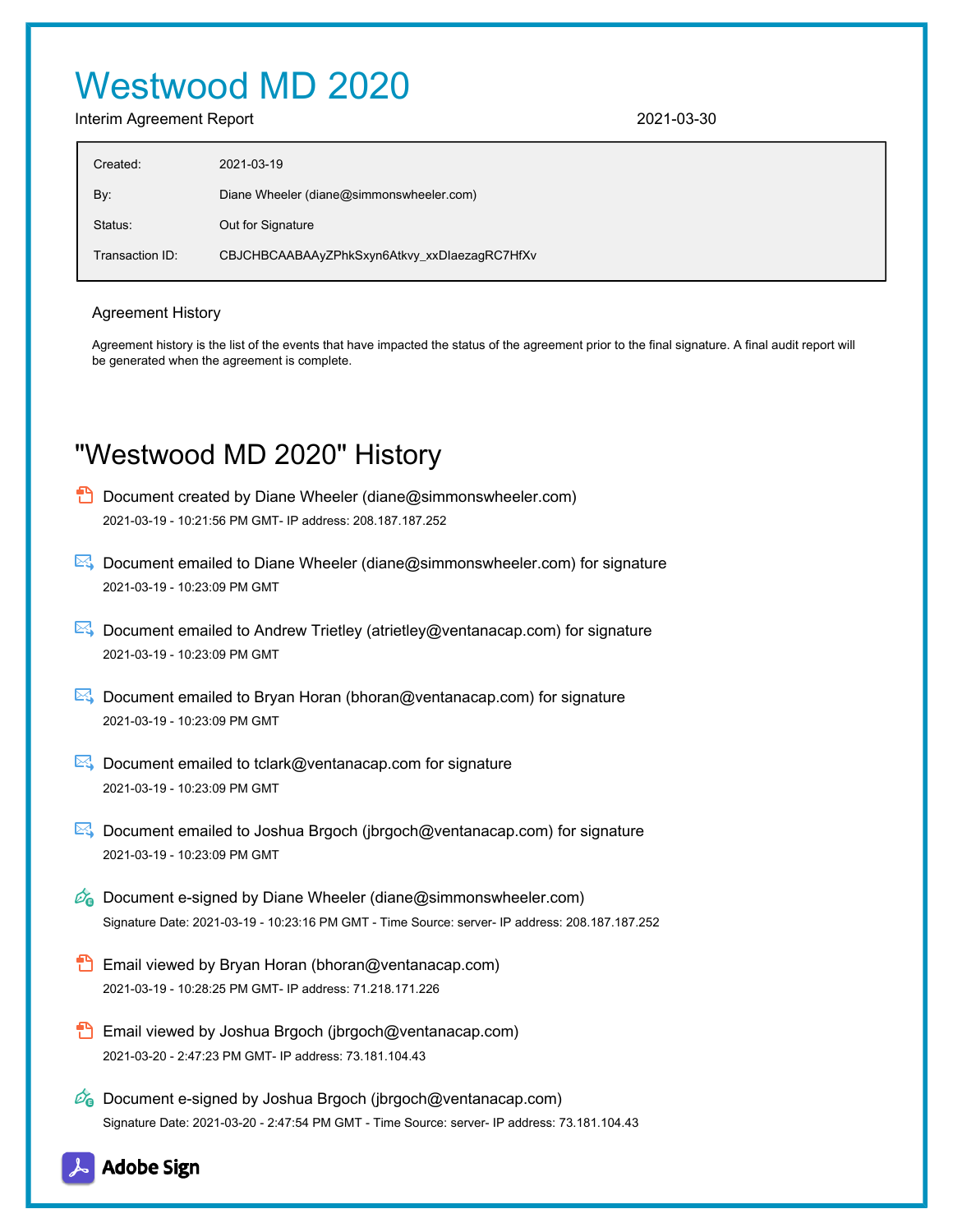# Westwood MD 2020

Interim Agreement Report 2021-03-30

| | |
|---|---|
| Created: | 2021-03-19 |
| By: | Diane Wheeler (diane@simmonswheeler.com) |
| Status: | Out for Signature |
| Transaction ID: | CBJCHBCAABAAyZPhkSxyn6Atkvy_xxDIaezagRC7HfXv |

Agreement History

Agreement history is the list of the events that have impacted the status of the agreement prior to the final signature. A final audit report will be generated when the agreement is complete.

## "Westwood MD 2020" History

Document created by Diane Wheeler (diane@simmonswheeler.com)
2021-03-19 - 10:21:56 PM GMT- IP address: 208.187.187.252

Document emailed to Diane Wheeler (diane@simmonswheeler.com) for signature
2021-03-19 - 10:23:09 PM GMT

Document emailed to Andrew Trietley (atrietley@ventanacap.com) for signature
2021-03-19 - 10:23:09 PM GMT

Document emailed to Bryan Horan (bhoran@ventanacap.com) for signature
2021-03-19 - 10:23:09 PM GMT

Document emailed to tclark@ventanacap.com for signature
2021-03-19 - 10:23:09 PM GMT

Document emailed to Joshua Brgoch (jbrgoch@ventanacap.com) for signature
2021-03-19 - 10:23:09 PM GMT

Document e-signed by Diane Wheeler (diane@simmonswheeler.com)
Signature Date: 2021-03-19 - 10:23:16 PM GMT - Time Source: server- IP address: 208.187.187.252

Email viewed by Bryan Horan (bhoran@ventanacap.com)
2021-03-19 - 10:28:25 PM GMT- IP address: 71.218.171.226

Email viewed by Joshua Brgoch (jbrgoch@ventanacap.com)
2021-03-20 - 2:47:23 PM GMT- IP address: 73.181.104.43

Document e-signed by Joshua Brgoch (jbrgoch@ventanacap.com)
Signature Date: 2021-03-20 - 2:47:54 PM GMT - Time Source: server- IP address: 73.181.104.43

Adobe Sign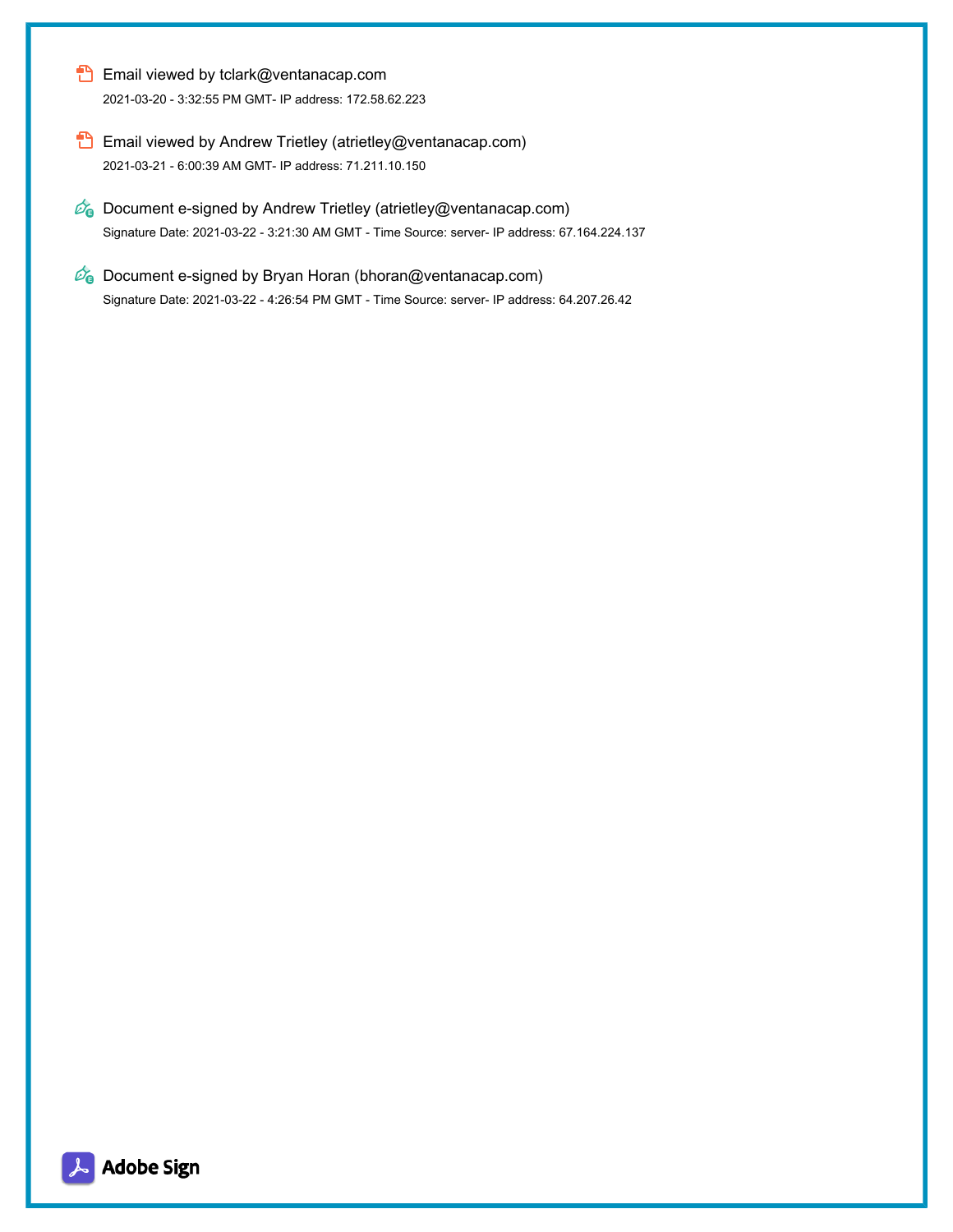Email viewed by tclark@ventanacap.com

2021-03-20 - 3:32:55 PM GMT- IP address: 172.58.62.223

Email viewed by Andrew Trietley (atrietley@ventanacap.com)

2021-03-21 - 6:00:39 AM GMT- IP address: 71.211.10.150

Document e-signed by Andrew Trietley (atrietley@ventanacap.com)

Signature Date: 2021-03-22 - 3:21:30 AM GMT - Time Source: server- IP address: 67.164.224.137

Document e-signed by Bryan Horan (bhoran@ventanacap.com)

Signature Date: 2021-03-22 - 4:26:54 PM GMT - Time Source: server- IP address: 64.207.26.42

Adobe Sign